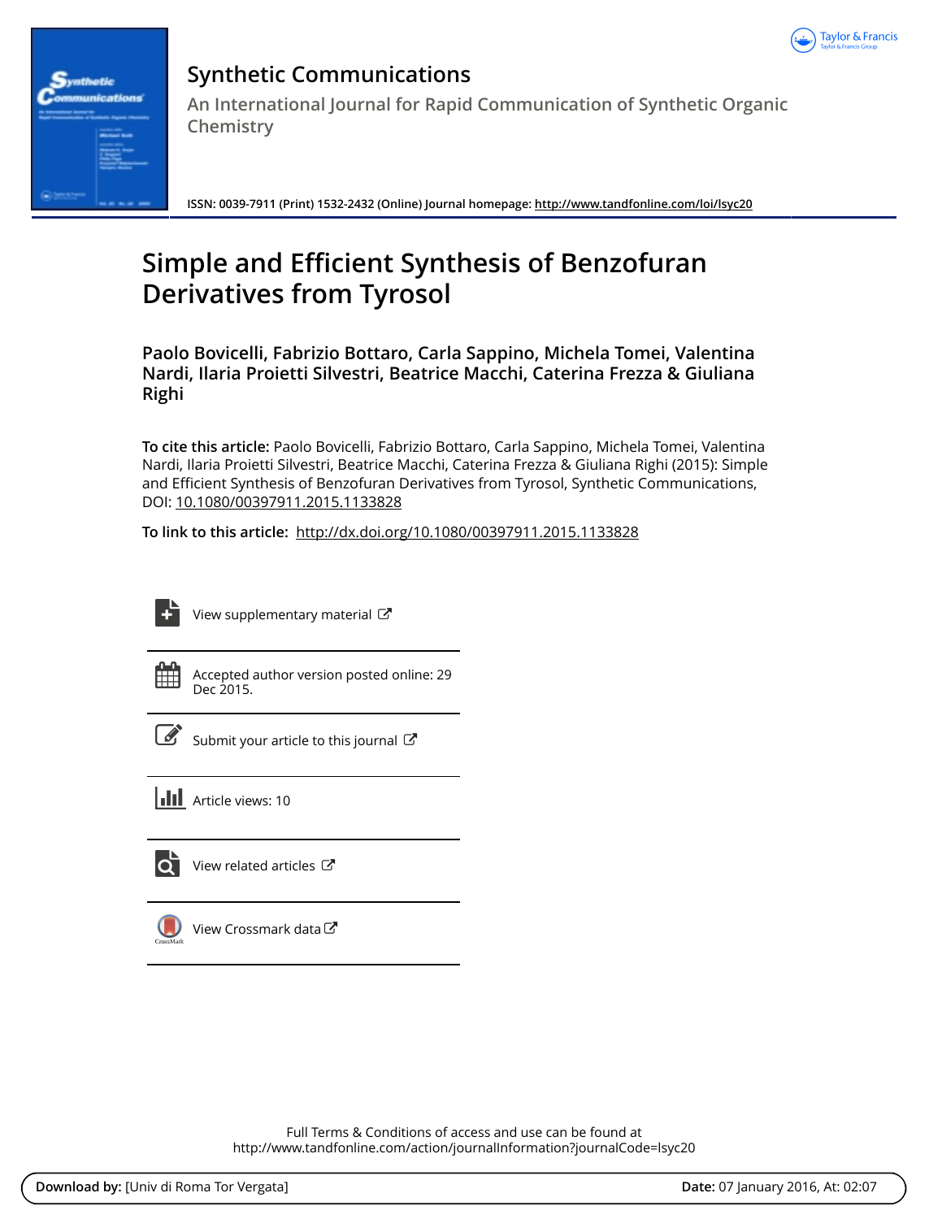# Synthetic Communications

An International Journal for Rapid Communication of Synthetic Organic Chemistry

ISSN: 0039-7911 (Print) 1532-2432 (Online) Journal homepage: http://www.tandfonline.com/loi/lsyc20

# Simple and Efficient Synthesis of Benzofuran Derivatives from Tyrosol

**Paolo Bovicelli, Fabrizio Bottaro, Carla Sappino, Michela Tomei, Valentina Nardi, Ilaria Proietti Silvestri, Beatrice Macchi, Caterina Frezza & Giuliana Righi**

**To cite this article:** Paolo Bovicelli, Fabrizio Bottaro, Carla Sappino, Michela Tomei, Valentina Nardi, Ilaria Proietti Silvestri, Beatrice Macchi, Caterina Frezza & Giuliana Righi (2015): Simple and Efficient Synthesis of Benzofuran Derivatives from Tyrosol, Synthetic Communications, DOI: 10.1080/00397911.2015.1133828

**To link to this article:** http://dx.doi.org/10.1080/00397911.2015.1133828

View supplementary material

Accepted author version posted online: 29 Dec 2015.

Submit your article to this journal

Article views: 10

View related articles

View Crossmark data

Full Terms & Conditions of access and use can be found at
http://www.tandfonline.com/action/journalInformation?journalCode=lsyc20

**Download by:** [Univ di Roma Tor Vergata] **Date:** 07 January 2016, At: 02:07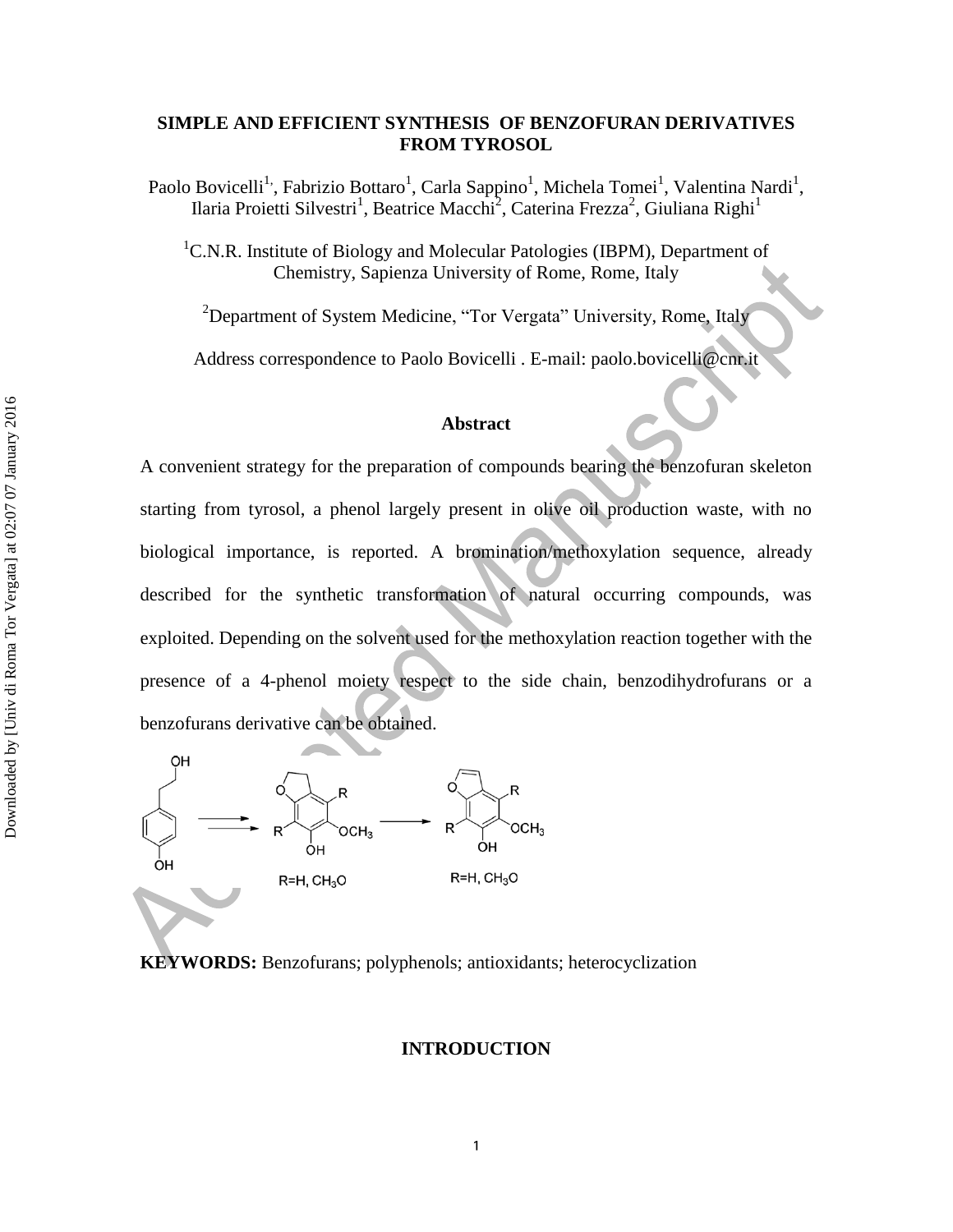# SIMPLE AND EFFICIENT SYNTHESIS OF BENZOFURAN DERIVATIVES FROM TYROSOL

Paolo Bovicelli[1], Fabrizio Bottaro[1], Carla Sappino[1], Michela Tomei[1], Valentina Nardi[1], Ilaria Proietti Silvestri[1], Beatrice Macchi[2], Caterina Frezza[2], Giuliana Righi[1]

[1]C.N.R. Institute of Biology and Molecular Patologies (IBPM), Department of Chemistry, Sapienza University of Rome, Rome, Italy

[2]Department of System Medicine, "Tor Vergata" University, Rome, Italy

Address correspondence to Paolo Bovicelli . E-mail: paolo.bovicelli@cnr.it

## Abstract

A convenient strategy for the preparation of compounds bearing the benzofuran skeleton starting from tyrosol, a phenol largely present in olive oil production waste, with no biological importance, is reported. A bromination/methoxylation sequence, already described for the synthetic transformation of natural occurring compounds, was exploited. Depending on the solvent used for the methoxylation reaction together with the presence of a 4-phenol moiety respect to the side chain, benzodihydrofurans or a benzofurans derivative can be obtained.

R=H, $CH_3O$

R=H, $CH_3O$

**KEYWORDS:** Benzofurans; polyphenols; antioxidants; heterocyclization

## INTRODUCTION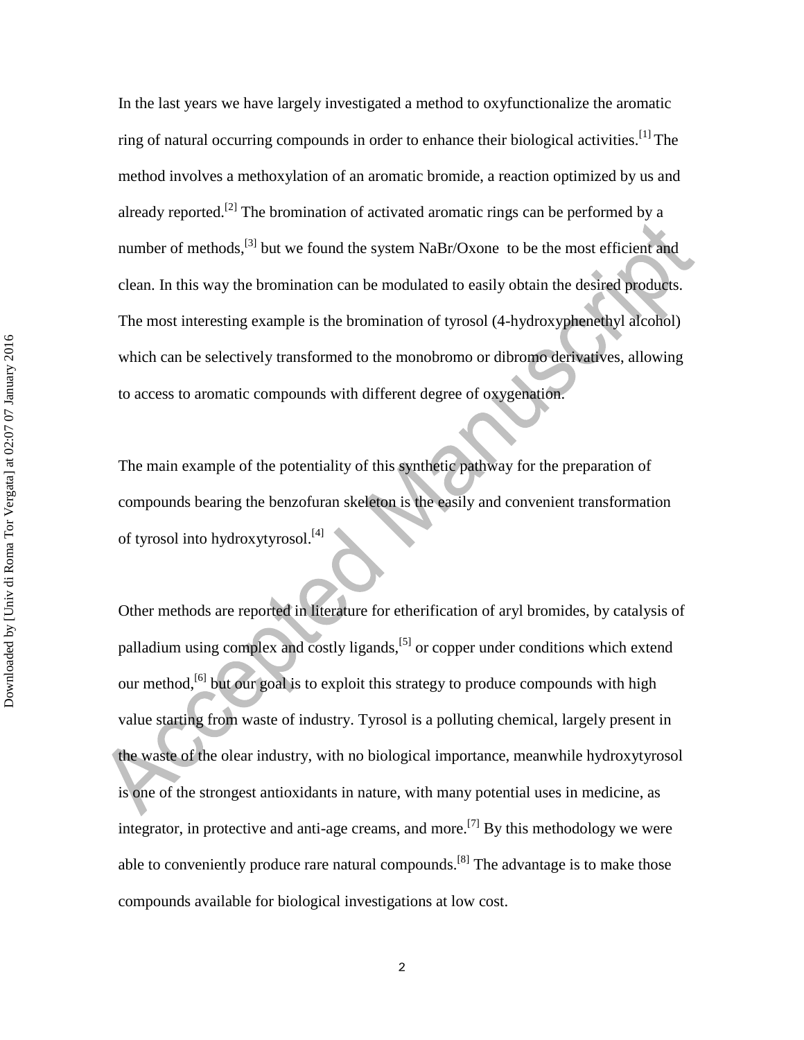In the last years we have largely investigated a method to oxyfunctionalize the aromatic ring of natural occurring compounds in order to enhance their biological activities.[1] The method involves a methoxylation of an aromatic bromide, a reaction optimized by us and already reported.[2] The bromination of activated aromatic rings can be performed by a number of methods,[3] but we found the system NaBr/Oxone to be the most efficient and clean. In this way the bromination can be modulated to easily obtain the desired products. The most interesting example is the bromination of tyrosol (4-hydroxyphenethyl alcohol) which can be selectively transformed to the monobromo or dibromo derivatives, allowing to access to aromatic compounds with different degree of oxygenation.

The main example of the potentiality of this synthetic pathway for the preparation of compounds bearing the benzofuran skeleton is the easily and convenient transformation of tyrosol into hydroxytyrosol.[4]

Other methods are reported in literature for etherification of aryl bromides, by catalysis of palladium using complex and costly ligands,[5] or copper under conditions which extend our method,[6] but our goal is to exploit this strategy to produce compounds with high value starting from waste of industry. Tyrosol is a polluting chemical, largely present in the waste of the olear industry, with no biological importance, meanwhile hydroxytyrosol is one of the strongest antioxidants in nature, with many potential uses in medicine, as integrator, in protective and anti-age creams, and more.[7] By this methodology we were able to conveniently produce rare natural compounds.[8] The advantage is to make those compounds available for biological investigations at low cost.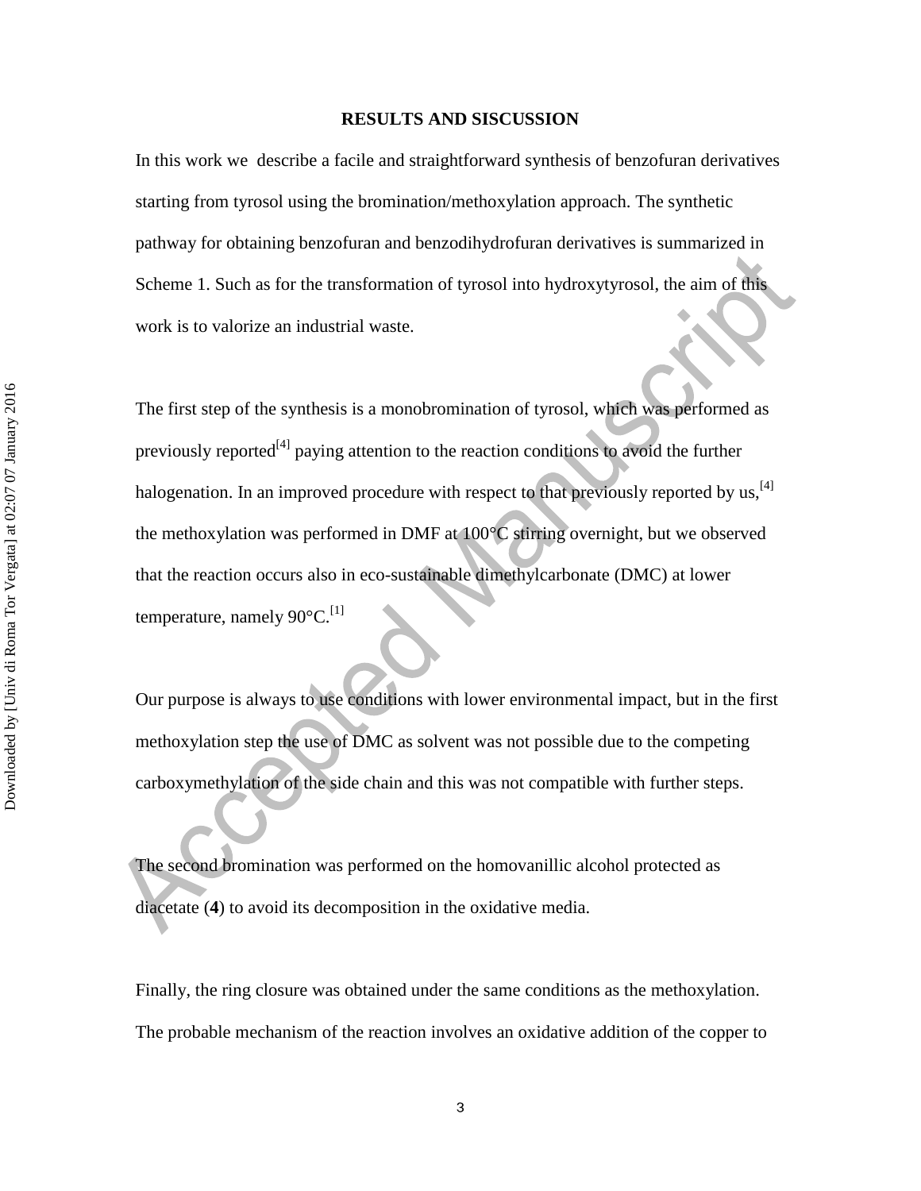## RESULTS AND SISCUSSION

In this work we describe a facile and straightforward synthesis of benzofuran derivatives starting from tyrosol using the bromination/methoxylation approach. The synthetic pathway for obtaining benzofuran and benzodihydrofuran derivatives is summarized in Scheme 1. Such as for the transformation of tyrosol into hydroxytyrosol, the aim of this work is to valorize an industrial waste.

The first step of the synthesis is a monobromination of tyrosol, which was performed as previously reported[4] paying attention to the reaction conditions to avoid the further halogenation. In an improved procedure with respect to that previously reported by us,[4] the methoxylation was performed in DMF at 100°C stirring overnight, but we observed that the reaction occurs also in eco-sustainable dimethylcarbonate (DMC) at lower temperature, namely 90°C.[1]

Our purpose is always to use conditions with lower environmental impact, but in the first methoxylation step the use of DMC as solvent was not possible due to the competing carboxymethylation of the side chain and this was not compatible with further steps.

The second bromination was performed on the homovanillic alcohol protected as diacetate (**4**) to avoid its decomposition in the oxidative media.

Finally, the ring closure was obtained under the same conditions as the methoxylation. The probable mechanism of the reaction involves an oxidative addition of the copper to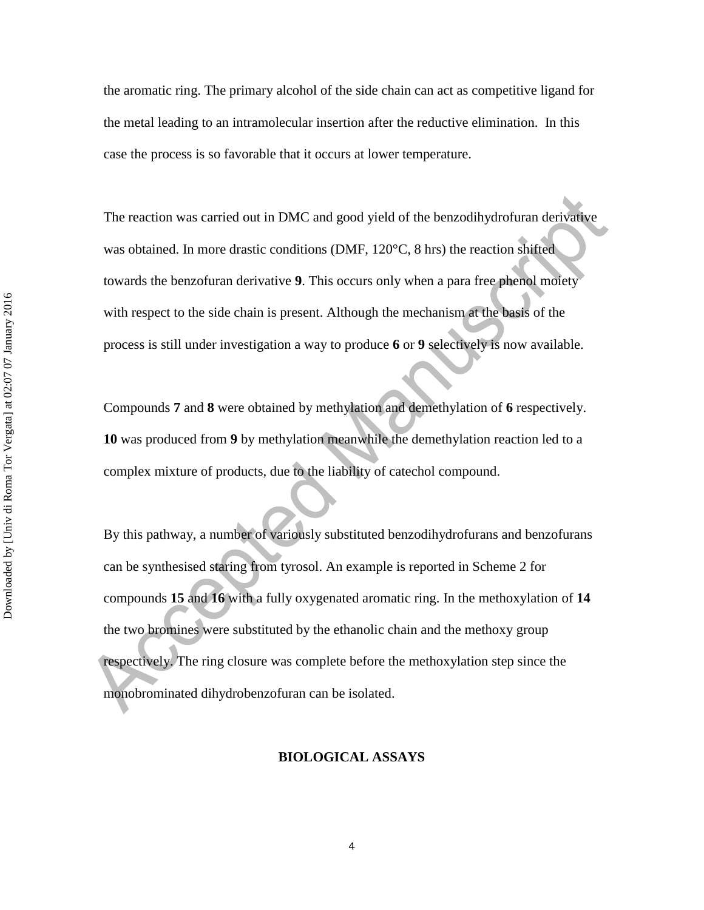the aromatic ring. The primary alcohol of the side chain can act as competitive ligand for the metal leading to an intramolecular insertion after the reductive elimination. In this case the process is so favorable that it occurs at lower temperature.

The reaction was carried out in DMC and good yield of the benzodihydrofuran derivative was obtained. In more drastic conditions (DMF, 120°C, 8 hrs) the reaction shifted towards the benzofuran derivative **9**. This occurs only when a para free phenol moiety with respect to the side chain is present. Although the mechanism at the basis of the process is still under investigation a way to produce **6** or **9** selectively is now available.

Compounds **7** and **8** were obtained by methylation and demethylation of **6** respectively. **10** was produced from **9** by methylation meanwhile the demethylation reaction led to a complex mixture of products, due to the liability of catechol compound.

By this pathway, a number of variously substituted benzodihydrofurans and benzofurans can be synthesised staring from tyrosol. An example is reported in Scheme 2 for compounds **15** and **16** with a fully oxygenated aromatic ring. In the methoxylation of **14** the two bromines were substituted by the ethanolic chain and the methoxy group respectively. The ring closure was complete before the methoxylation step since the monobrominated dihydrobenzofuran can be isolated.

## BIOLOGICAL ASSAYS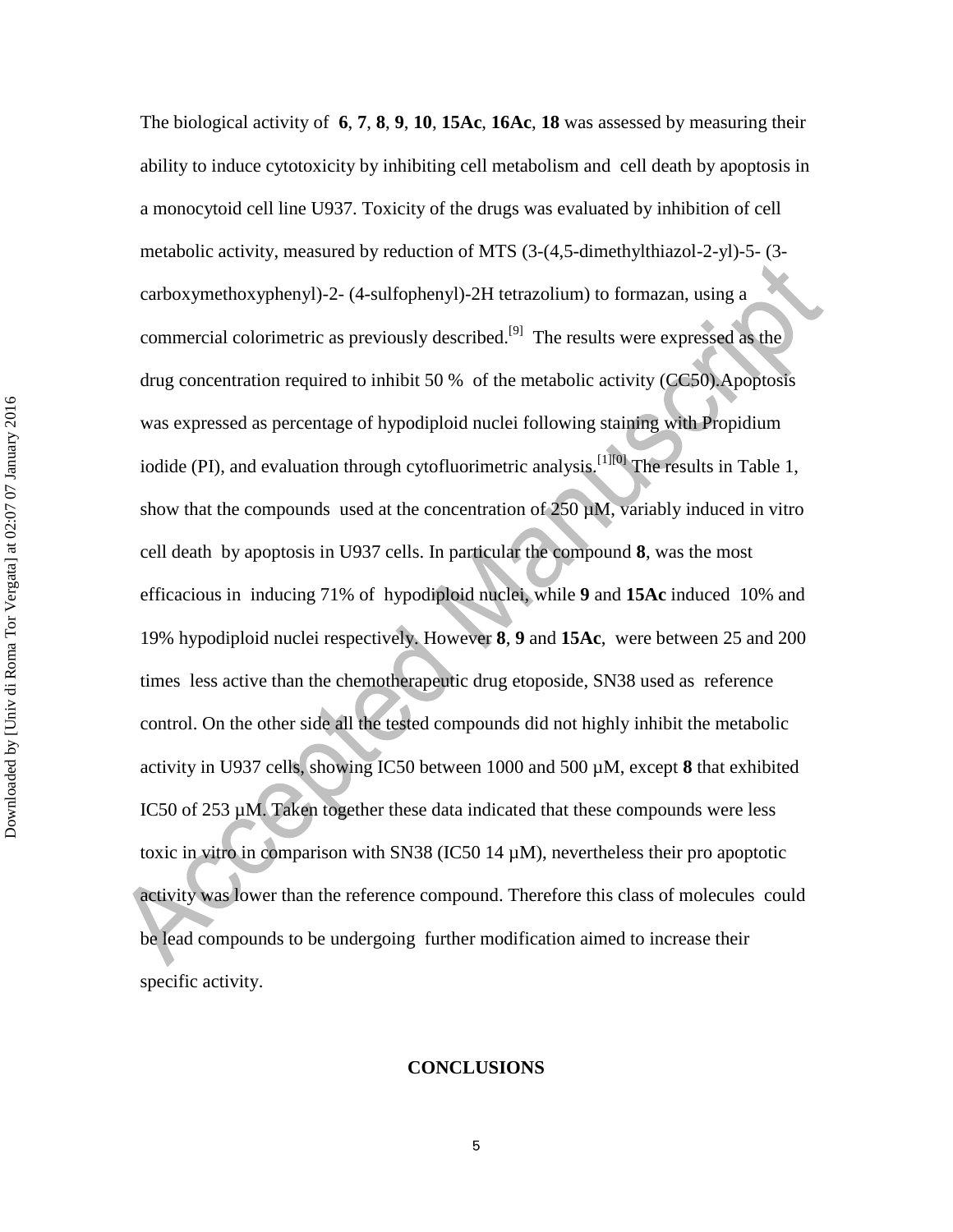The biological activity of **6**, **7**, **8**, **9**, **10**, **15Ac**, **16Ac**, **18** was assessed by measuring their ability to induce cytotoxicity by inhibiting cell metabolism and cell death by apoptosis in a monocytoid cell line U937. Toxicity of the drugs was evaluated by inhibition of cell metabolic activity, measured by reduction of MTS (3-(4,5-dimethylthiazol-2-yl)-5- (3-carboxymethoxyphenyl)-2- (4-sulfophenyl)-2H tetrazolium) to formazan, using a commercial colorimetric as previously described.[9] The results were expressed as the drug concentration required to inhibit 50 % of the metabolic activity (CC50).Apoptosis was expressed as percentage of hypodiploid nuclei following staining with Propidium iodide (PI), and evaluation through cytofluorimetric analysis.[1][0] The results in Table 1, show that the compounds used at the concentration of 250 µM, variably induced in vitro cell death by apoptosis in U937 cells. In particular the compound **8**, was the most efficacious in inducing 71% of hypodiploid nuclei, while **9** and **15Ac** induced 10% and 19% hypodiploid nuclei respectively. However **8**, **9** and **15Ac**, were between 25 and 200 times less active than the chemotherapeutic drug etoposide, SN38 used as reference control. On the other side all the tested compounds did not highly inhibit the metabolic activity in U937 cells, showing IC50 between 1000 and 500 µM, except **8** that exhibited IC50 of 253 µM. Taken together these data indicated that these compounds were less toxic in vitro in comparison with SN38 (IC50 14 µM), nevertheless their pro apoptotic activity was lower than the reference compound. Therefore this class of molecules could be lead compounds to be undergoing further modification aimed to increase their specific activity.

## CONCLUSIONS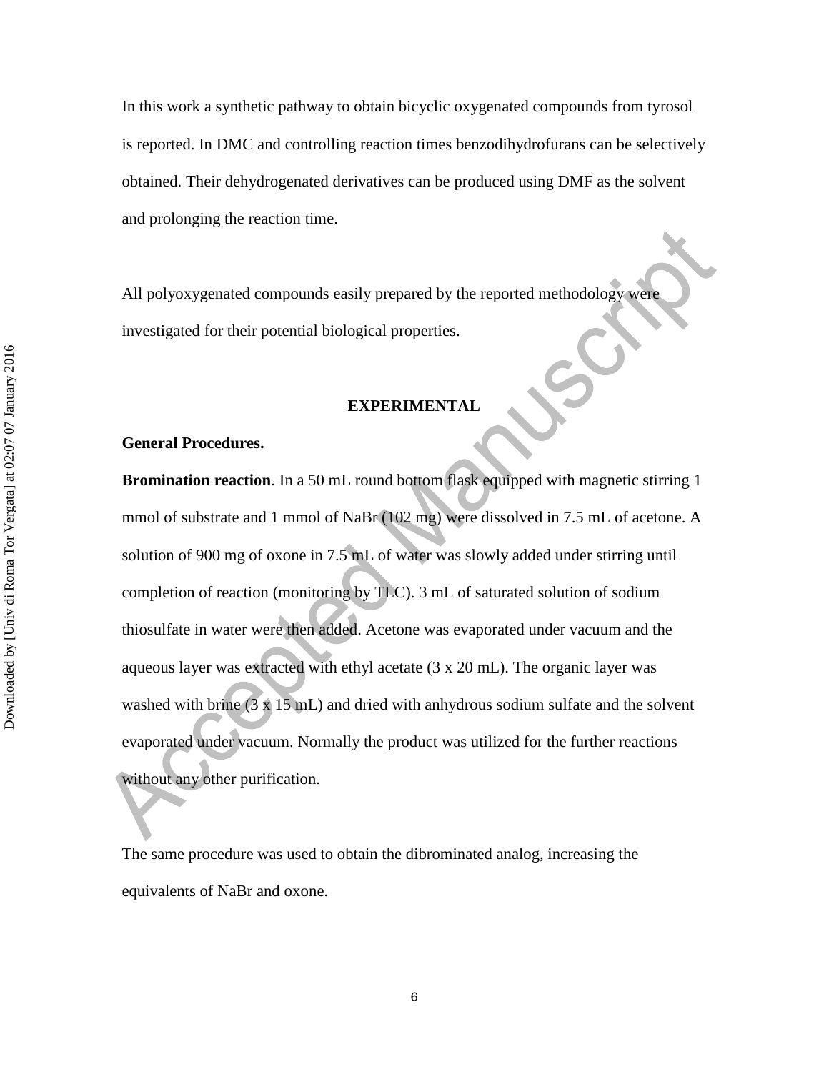In this work a synthetic pathway to obtain bicyclic oxygenated compounds from tyrosol is reported. In DMC and controlling reaction times benzodihydrofurans can be selectively obtained. Their dehydrogenated derivatives can be produced using DMF as the solvent and prolonging the reaction time.

All polyoxygenated compounds easily prepared by the reported methodology were investigated for their potential biological properties.

## EXPERIMENTAL

### General Procedures.

**Bromination reaction**. In a 50 mL round bottom flask equipped with magnetic stirring 1 mmol of substrate and 1 mmol of NaBr (102 mg) were dissolved in 7.5 mL of acetone. A solution of 900 mg of oxone in 7.5 mL of water was slowly added under stirring until completion of reaction (monitoring by TLC). 3 mL of saturated solution of sodium thiosulfate in water were then added. Acetone was evaporated under vacuum and the aqueous layer was extracted with ethyl acetate (3 x 20 mL). The organic layer was washed with brine (3 x 15 mL) and dried with anhydrous sodium sulfate and the solvent evaporated under vacuum. Normally the product was utilized for the further reactions without any other purification.

The same procedure was used to obtain the dibrominated analog, increasing the equivalents of NaBr and oxone.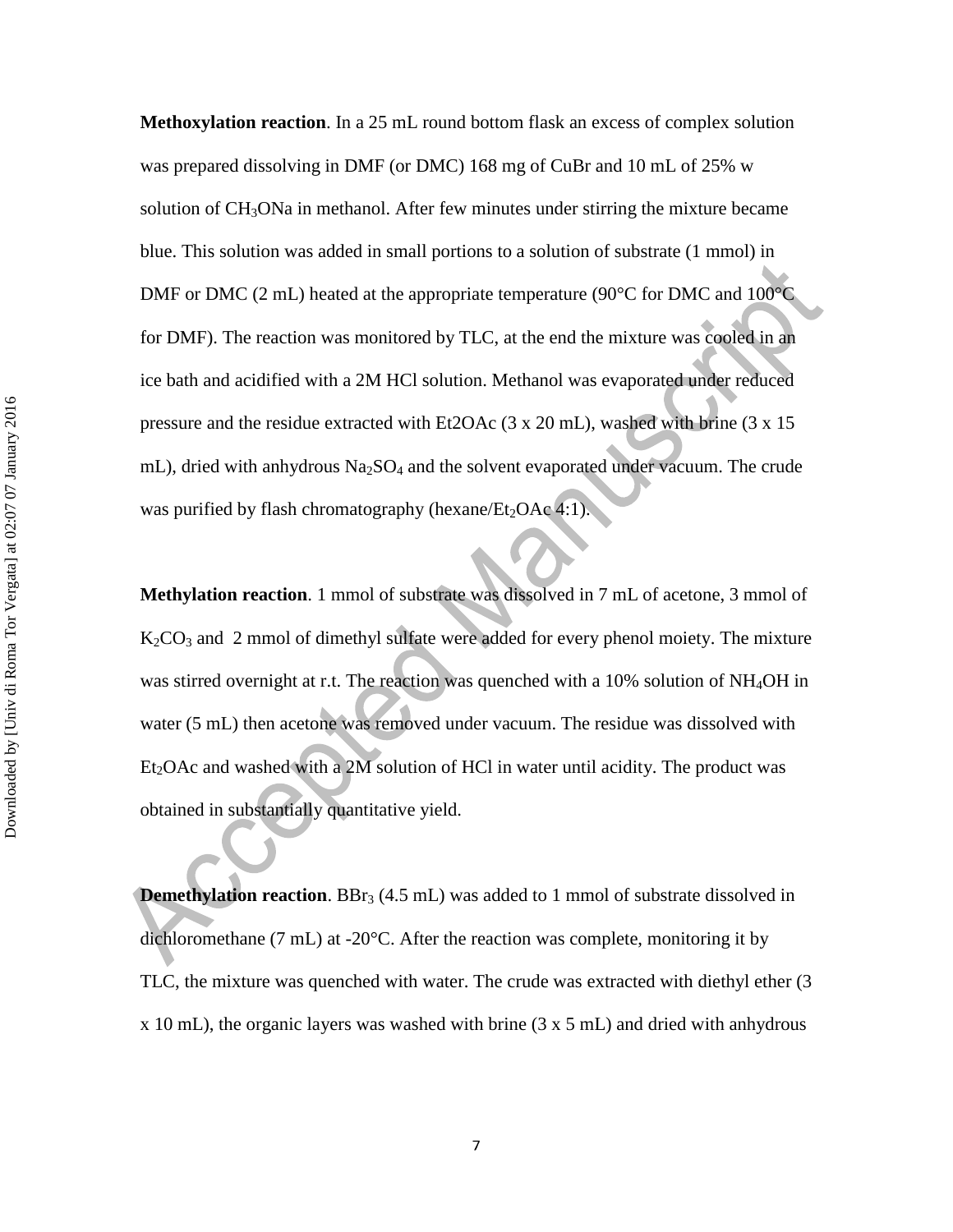**Methoxylation reaction**. In a 25 mL round bottom flask an excess of complex solution was prepared dissolving in DMF (or DMC) 168 mg of CuBr and 10 mL of 25% w solution of $CH_3ONa$ in methanol. After few minutes under stirring the mixture became blue. This solution was added in small portions to a solution of substrate (1 mmol) in DMF or DMC (2 mL) heated at the appropriate temperature (90°C for DMC and 100°C for DMF). The reaction was monitored by TLC, at the end the mixture was cooled in an ice bath and acidified with a 2M HCl solution. Methanol was evaporated under reduced pressure and the residue extracted with Et2OAc (3 x 20 mL), washed with brine (3 x 15 mL), dried with anhydrous $Na_2SO_4$ and the solvent evaporated under vacuum. The crude was purified by flash chromatography (hexane/$Et_2OAc$ 4:1).

**Methylation reaction**. 1 mmol of substrate was dissolved in 7 mL of acetone, 3 mmol of $K_2CO_3$ and 2 mmol of dimethyl sulfate were added for every phenol moiety. The mixture was stirred overnight at r.t. The reaction was quenched with a 10% solution of $NH_4OH$ in water (5 mL) then acetone was removed under vacuum. The residue was dissolved with $Et_2OAc$ and washed with a 2M solution of HCl in water until acidity. The product was obtained in substantially quantitative yield.

**Demethylation reaction**. $BBr_3$ (4.5 mL) was added to 1 mmol of substrate dissolved in dichloromethane (7 mL) at -20°C. After the reaction was complete, monitoring it by TLC, the mixture was quenched with water. The crude was extracted with diethyl ether (3 x 10 mL), the organic layers was washed with brine (3 x 5 mL) and dried with anhydrous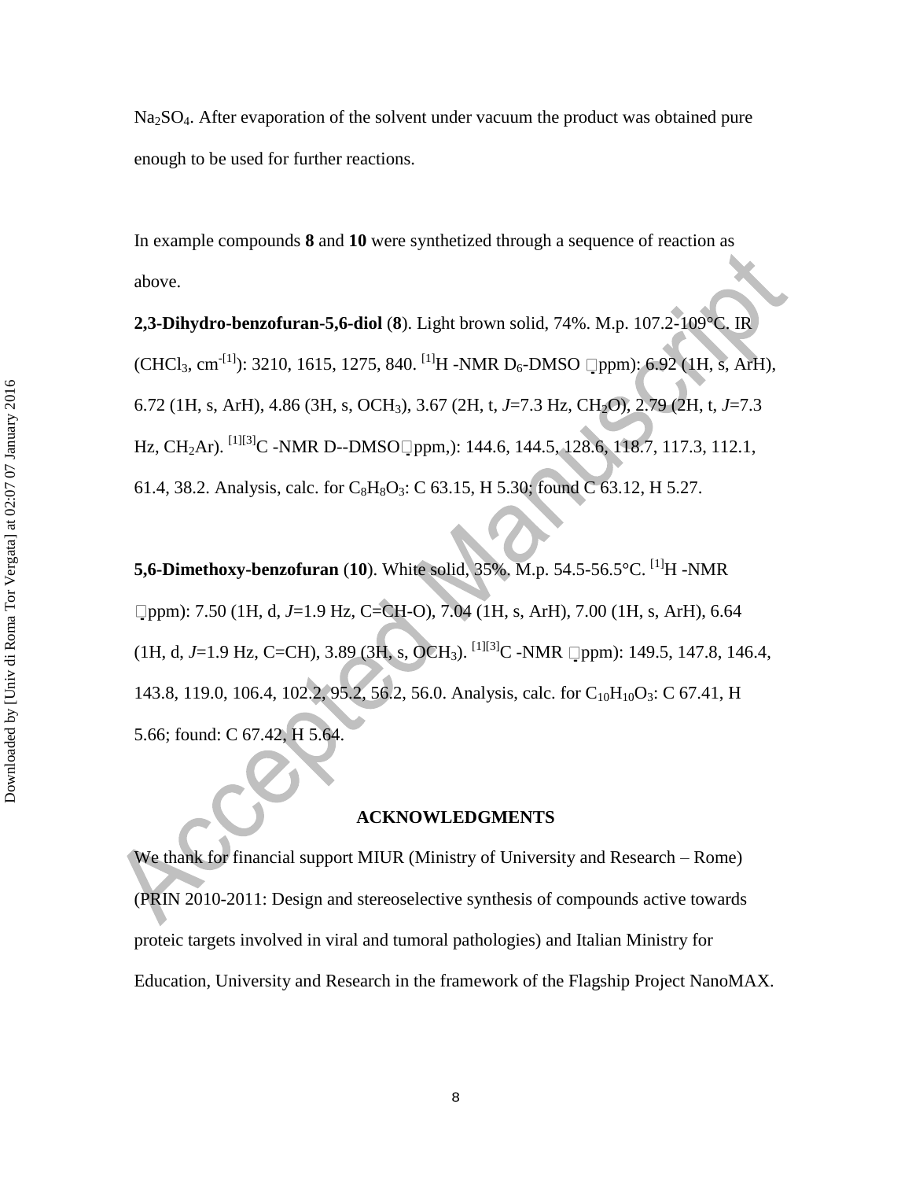$Na_2SO_4$. After evaporation of the solvent under vacuum the product was obtained pure enough to be used for further reactions.

In example compounds **8** and **10** were synthetized through a sequence of reaction as above.

**2,3-Dihydro-benzofuran-5,6-diol** (**8**). Light brown solid, 74%. M.p. 107.2-109°C. IR ($CHCl_3$, cm$^{-[1]}$): 3210, 1615, 1275, 840. [1]H -NMR $D_6$-DMSO  ppm): 6.92 (1H, s, ArH), 6.72 (1H, s, ArH), 4.86 (3H, s, $OCH_3$), 3.67 (2H, t, *J*=7.3 Hz, $CH_2O$), 2.79 (2H, t, *J*=7.3 Hz, $CH_2Ar$). [1][3]C -NMR D--DMSO ppm,): 144.6, 144.5, 128.6, 118.7, 117.3, 112.1, 61.4, 38.2. Analysis, calc. for $C_8H_8O_3$: C 63.15, H 5.30; found C 63.12, H 5.27.

**5,6-Dimethoxy-benzofuran** (**10**). White solid, 35%. M.p. 54.5-56.5°C. [1]H -NMR  ppm): 7.50 (1H, d, *J*=1.9 Hz, C=CH-O), 7.04 (1H, s, ArH), 7.00 (1H, s, ArH), 6.64 (1H, d, *J*=1.9 Hz, C=CH), 3.89 (3H, s, $OCH_3$). [1][3]C -NMR  ppm): 149.5, 147.8, 146.4, 143.8, 119.0, 106.4, 102.2, 95.2, 56.2, 56.0. Analysis, calc. for $C_{10}H_{10}O_3$: C 67.41, H 5.66; found: C 67.42, H 5.64.

## ACKNOWLEDGMENTS

We thank for financial support MIUR (Ministry of University and Research – Rome) (PRIN 2010-2011: Design and stereoselective synthesis of compounds active towards proteic targets involved in viral and tumoral pathologies) and Italian Ministry for Education, University and Research in the framework of the Flagship Project NanoMAX.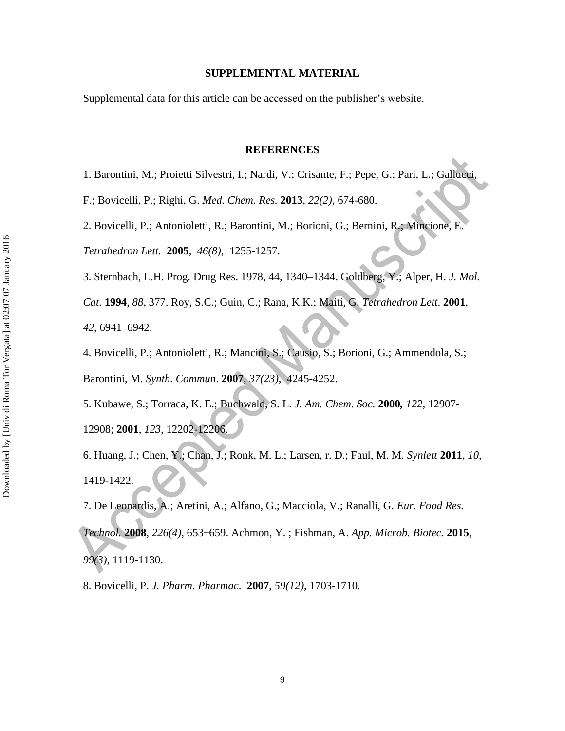## SUPPLEMENTAL MATERIAL

Supplemental data for this article can be accessed on the publisher's website.

## REFERENCES

1. Barontini, M.; Proietti Silvestri, I.; Nardi, V.; Crisante, F.; Pepe, G.; Pari, L.; Gallucci, F.; Bovicelli, P.; Righi, G. *Med. Chem. Res.* **2013**, *22(2)*, 674-680.

2. Bovicelli, P.; Antonioletti, R.; Barontini, M.; Borioni, G.; Bernini, R.; Mincione, E. *Tetrahedron Lett.* **2005**, *46(8)*, 1255-1257.

3. Sternbach, L.H. Prog. Drug Res. 1978, 44, 1340–1344. Goldberg, Y.; Alper, H. *J. Mol. Cat*. **1994**, *88*, 377. Roy, S.C.; Guin, C.; Rana, K.K.; Maiti, G. *Tetrahedron Lett*. **2001**, *42*, 6941–6942.

4. Bovicelli, P.; Antonioletti, R.; Mancini, S.; Causio, S.; Borioni, G.; Ammendola, S.; Barontini, M. *Synth. Commun*. **2007**, *37(23)*, 4245-4252.

5. Kubawe, S.; Torraca, K. E.; Buchwald, S. L. *J. Am. Chem. Soc.* **2000,** *122*, 12907-12908; **2001**, *123*, 12202-12206.

6. Huang, J.; Chen, Y.; Chan, J.; Ronk, M. L.; Larsen, r. D.; Faul, M. M. *Synlett* **2011**, *10*, 1419-1422.

7. De Leonardis, A.; Aretini, A.; Alfano, G.; Macciola, V.; Ranalli, G. *Eur. Food Res. Technol.* **2008**, *226(4)*, 653−659. Achmon, Y. ; Fishman, A. *App. Microb. Biotec.* **2015**, *99(3)*, 1119-1130.

8. Bovicelli, P. *J. Pharm. Pharmac*. **2007**, *59(12)*, 1703-1710.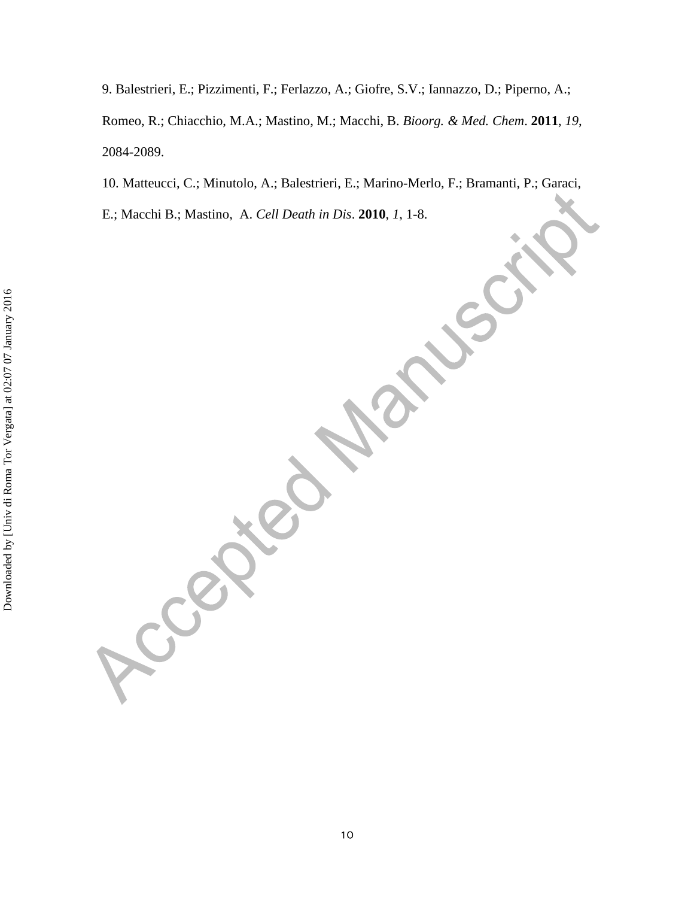9. Balestrieri, E.; Pizzimenti, F.; Ferlazzo, A.; Giofre, S.V.; Iannazzo, D.; Piperno, A.; Romeo, R.; Chiacchio, M.A.; Mastino, M.; Macchi, B. *Bioorg. & Med. Chem*. **2011**, *19*, 2084-2089.

10. Matteucci, C.; Minutolo, A.; Balestrieri, E.; Marino-Merlo, F.; Bramanti, P.; Garaci, E.; Macchi B.; Mastino, A. *Cell Death in Dis*. **2010**, *1*, 1-8.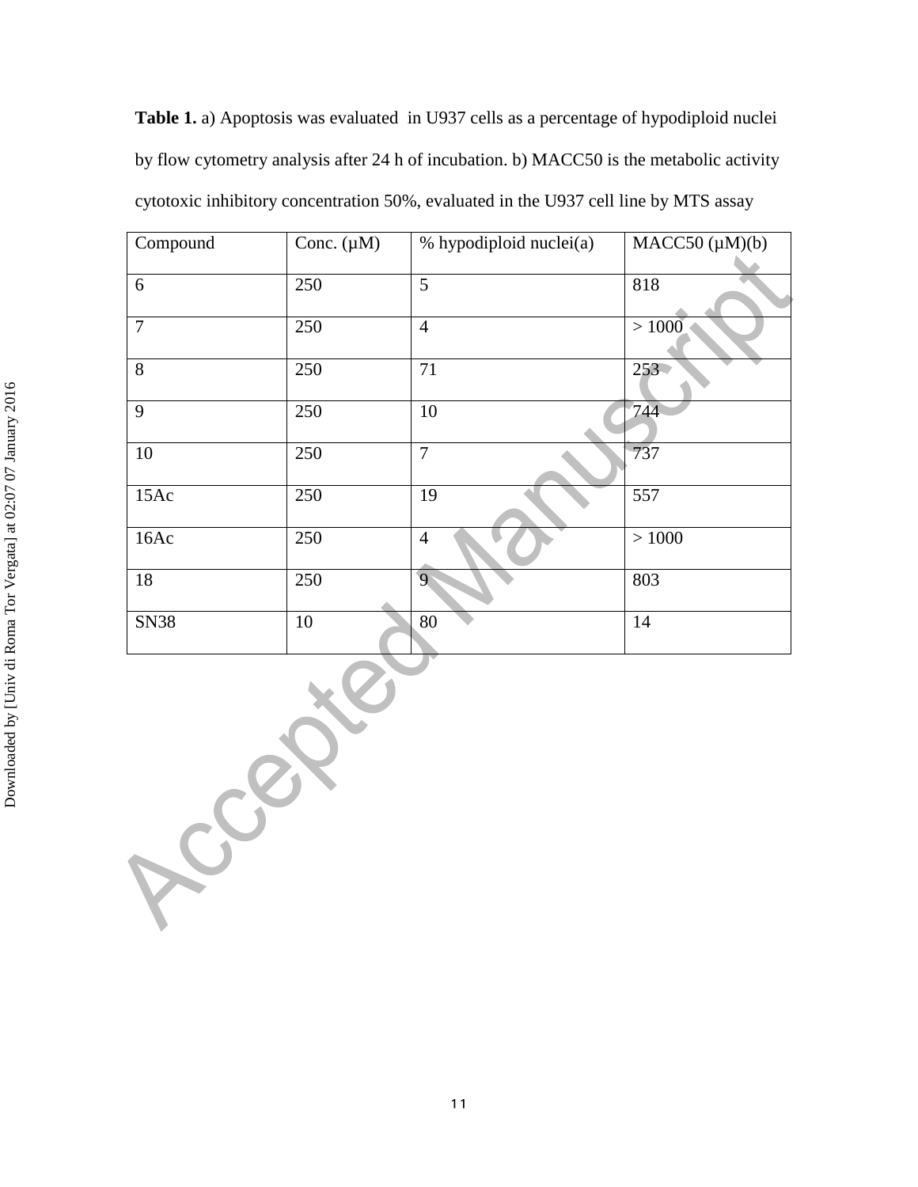**Table 1.** a) Apoptosis was evaluated in U937 cells as a percentage of hypodiploid nuclei by flow cytometry analysis after 24 h of incubation. b) MACC50 is the metabolic activity cytotoxic inhibitory concentration 50%, evaluated in the U937 cell line by MTS assay

| Compound | Conc. (μM) | % hypodiploid nuclei(a) | MACC50 (μM)(b) |
|---|---|---|---|
| 6 | 250 | 5 | 818 |
| 7 | 250 | 4 | > 1000 |
| 8 | 250 | 71 | 253 |
| 9 | 250 | 10 | 744 |
| 10 | 250 | 7 | 737 |
| 15Ac | 250 | 19 | 557 |
| 16Ac | 250 | 4 | > 1000 |
| 18 | 250 | 9 | 803 |
| SN38 | 10 | 80 | 14 |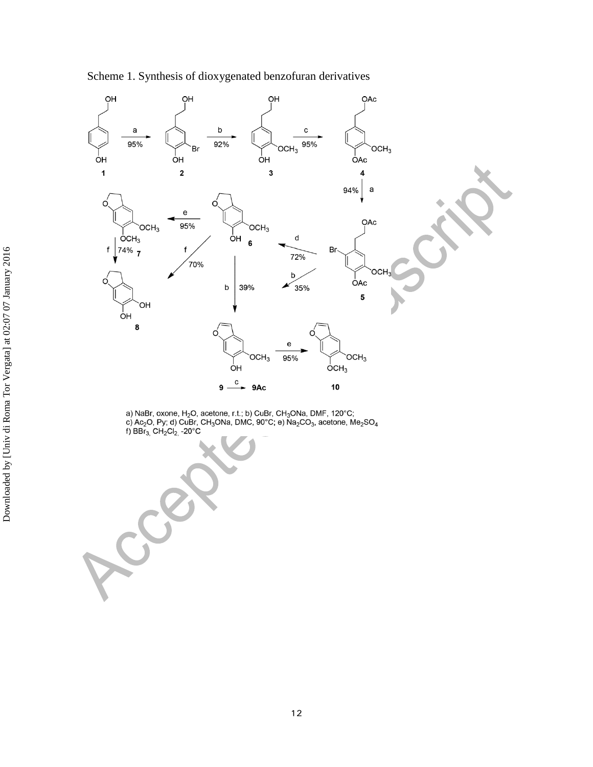Scheme 1. Synthesis of dioxygenated benzofuran derivatives

a) NaBr, oxone, $H_2O$, acetone, r.t.; b) CuBr, $CH_3ONa$, DMF, 120°C; c) $Ac_2O$, Py; d) CuBr, $CH_3ONa$, DMC, 90°C; e) $Na_2CO_3$, acetone, $Me_2SO_4$ f) $BBr_3$, $CH_2Cl_2$, -20°C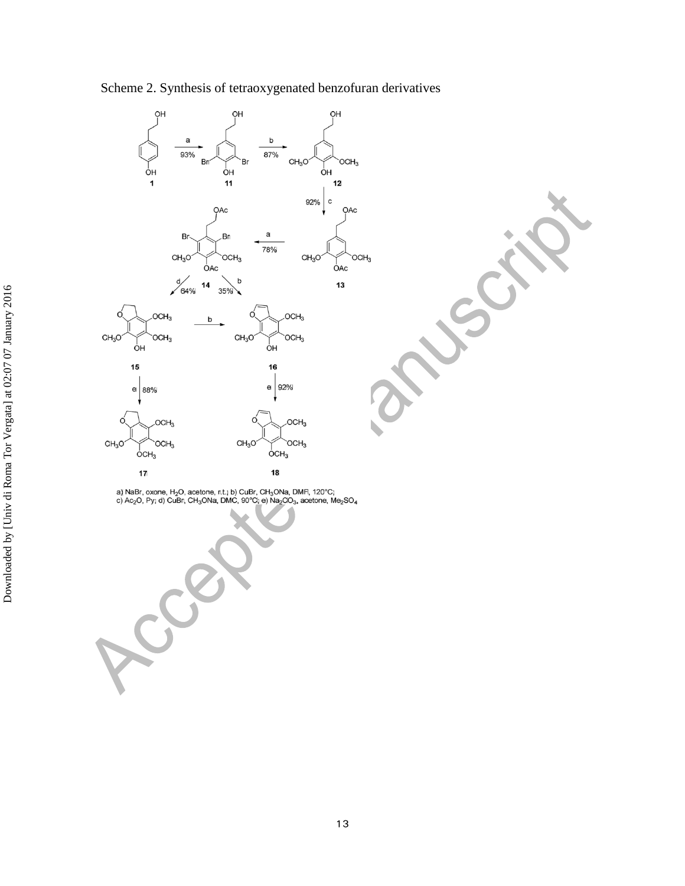Scheme 2. Synthesis of tetraoxygenated benzofuran derivatives

a) NaBr, oxone, $H_2O$, acetone, r.t.; b) CuBr, $CH_3ONa$, DMF, 120°C; c) $Ac_2O$, Py; d) CuBr, $CH_3ONa$, DMC, 90°C; e) $Na_2CO_3$, acetone, $Me_2SO_4$